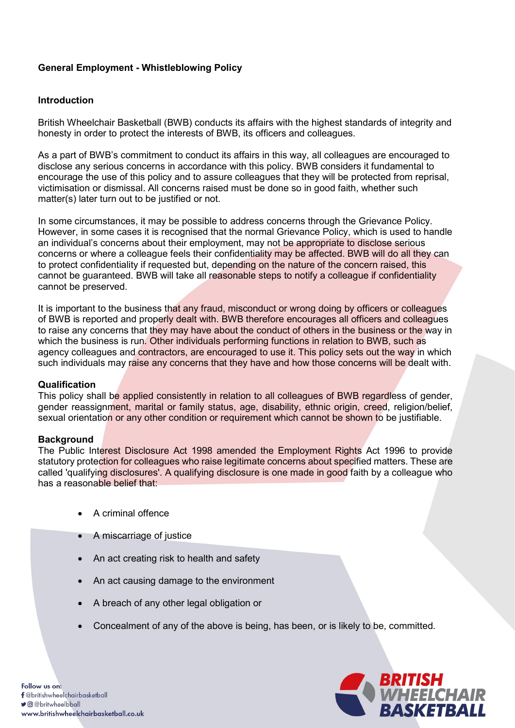**General Employment - Whistleblowing Policy**

## Introduction

British Wheelchair Basketball (BWB) conducts its affairs with the highest standards of integrity and honesty in order to protect the interests of BWB, its officers and colleagues.

As a part of BWB's commitment to conduct its affairs in this way, all colleagues are encouraged to disclose any serious concerns in accordance with this policy. BWB considers it fundamental to encourage the use of this policy and to assure colleagues that they will be protected from reprisal, victimisation or dismissal. All concerns raised must be done so in good faith, whether such matter(s) later turn out to be justified or not.

In some circumstances, it may be possible to address concerns through the Grievance Policy. However, in some cases it is recognised that the normal Grievance Policy, which is used to handle an individual's concerns about their employment, may not be appropriate to disclose serious concerns or where a colleague feels their confidentiality may be affected. BWB will do all they can to protect confidentiality if requested but, depending on the nature of the concern raised, this cannot be guaranteed. BWB will take all reasonable steps to notify a colleague if confidentiality cannot be preserved.

It is important to the business that any fraud, misconduct or wrong doing by officers or colleagues of BWB is reported and properly dealt with. BWB therefore encourages all officers and colleagues to raise any concerns that they may have about the conduct of others in the business or the way in which the business is run. Other individuals performing functions in relation to BWB, such as agency colleagues and contractors, are encouraged to use it. This policy sets out the way in which such individuals may raise any concerns that they have and how those concerns will be dealt with.

## Qualification

This policy shall be applied consistently in relation to all colleagues of BWB regardless of gender, gender reassignment, marital or family status, age, disability, ethnic origin, creed, religion/belief, sexual orientation or any other condition or requirement which cannot be shown to be justifiable.

## Background

The Public Interest Disclosure Act 1998 amended the Employment Rights Act 1996 to provide statutory protection for colleagues who raise legitimate concerns about specified matters. These are called 'qualifying disclosures'. A qualifying disclosure is one made in good faith by a colleague who has a reasonable belief that:

- A criminal offence
- A miscarriage of justice
- An act creating risk to health and safety
- An act causing damage to the environment
- A breach of any other legal obligation or
- Concealment of any of the above is being, has been, or is likely to be, committed.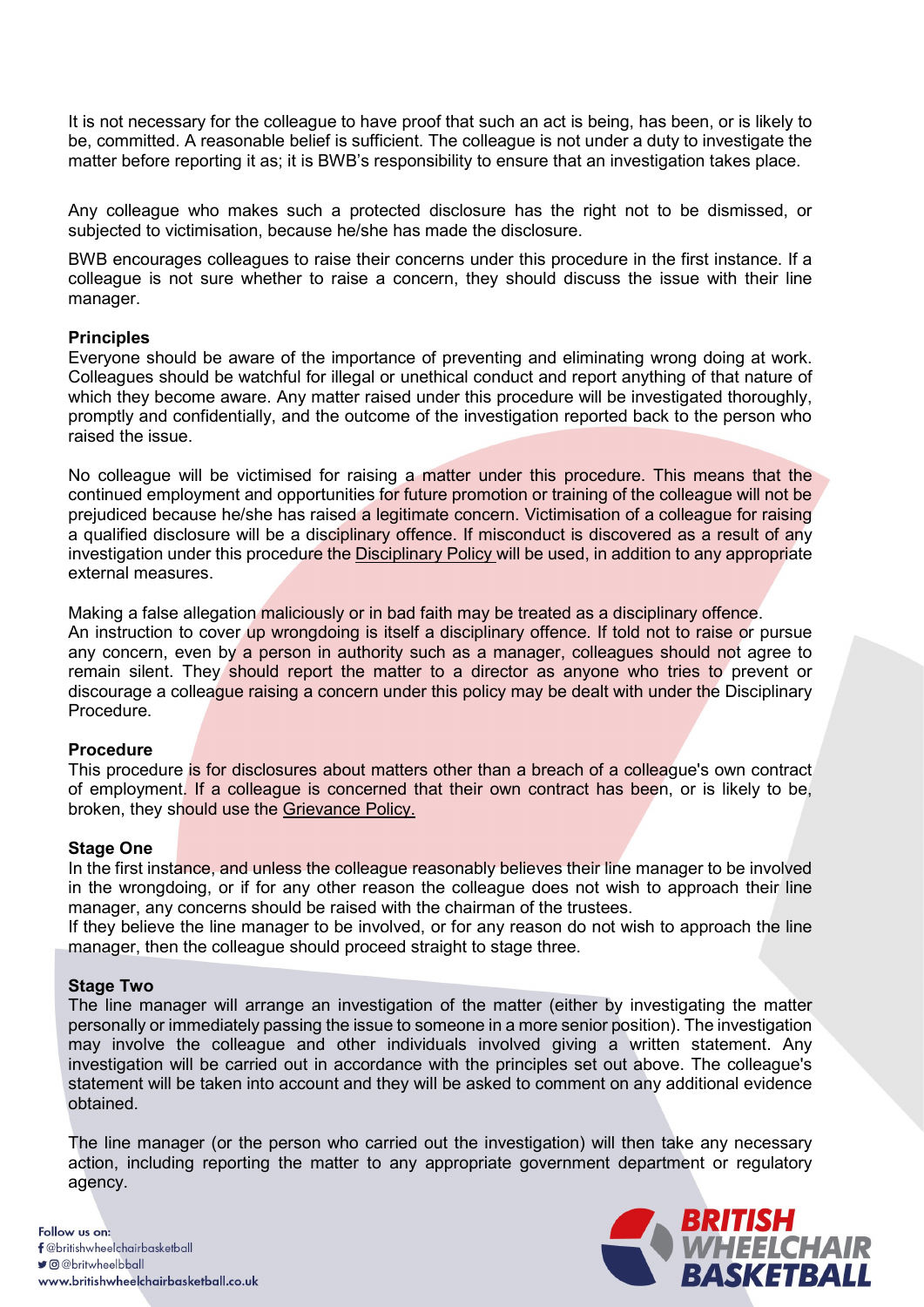It is not necessary for the colleague to have proof that such an act is being, has been, or is likely to be, committed. A reasonable belief is sufficient. The colleague is not under a duty to investigate the matter before reporting it as; it is BWB's responsibility to ensure that an investigation takes place.

Any colleague who makes such a protected disclosure has the right not to be dismissed, or subjected to victimisation, because he/she has made the disclosure.

BWB encourages colleagues to raise their concerns under this procedure in the first instance. If a colleague is not sure whether to raise a concern, they should discuss the issue with their line manager.

**Principles**

Everyone should be aware of the importance of preventing and eliminating wrong doing at work. Colleagues should be watchful for illegal or unethical conduct and report anything of that nature of which they become aware. Any matter raised under this procedure will be investigated thoroughly, promptly and confidentially, and the outcome of the investigation reported back to the person who raised the issue.

No colleague will be victimised for raising a matter under this procedure. This means that the continued employment and opportunities for future promotion or training of the colleague will not be prejudiced because he/she has raised a legitimate concern. Victimisation of a colleague for raising a qualified disclosure will be a disciplinary offence. If misconduct is discovered as a result of any investigation under this procedure the Disciplinary Policy will be used, in addition to any appropriate external measures.

Making a false allegation maliciously or in bad faith may be treated as a disciplinary offence.
An instruction to cover up wrongdoing is itself a disciplinary offence. If told not to raise or pursue any concern, even by a person in authority such as a manager, colleagues should not agree to remain silent. They should report the matter to a director as anyone who tries to prevent or discourage a colleague raising a concern under this policy may be dealt with under the Disciplinary Procedure.

**Procedure**

This procedure is for disclosures about matters other than a breach of a colleague's own contract of employment. If a colleague is concerned that their own contract has been, or is likely to be, broken, they should use the Grievance Policy.

**Stage One**

In the first instance, and unless the colleague reasonably believes their line manager to be involved in the wrongdoing, or if for any other reason the colleague does not wish to approach their line manager, any concerns should be raised with the chairman of the trustees.
If they believe the line manager to be involved, or for any reason do not wish to approach the line manager, then the colleague should proceed straight to stage three.

**Stage Two**

The line manager will arrange an investigation of the matter (either by investigating the matter personally or immediately passing the issue to someone in a more senior position). The investigation may involve the colleague and other individuals involved giving a written statement. Any investigation will be carried out in accordance with the principles set out above. The colleague's statement will be taken into account and they will be asked to comment on any additional evidence obtained.

The line manager (or the person who carried out the investigation) will then take any necessary action, including reporting the matter to any appropriate government department or regulatory agency.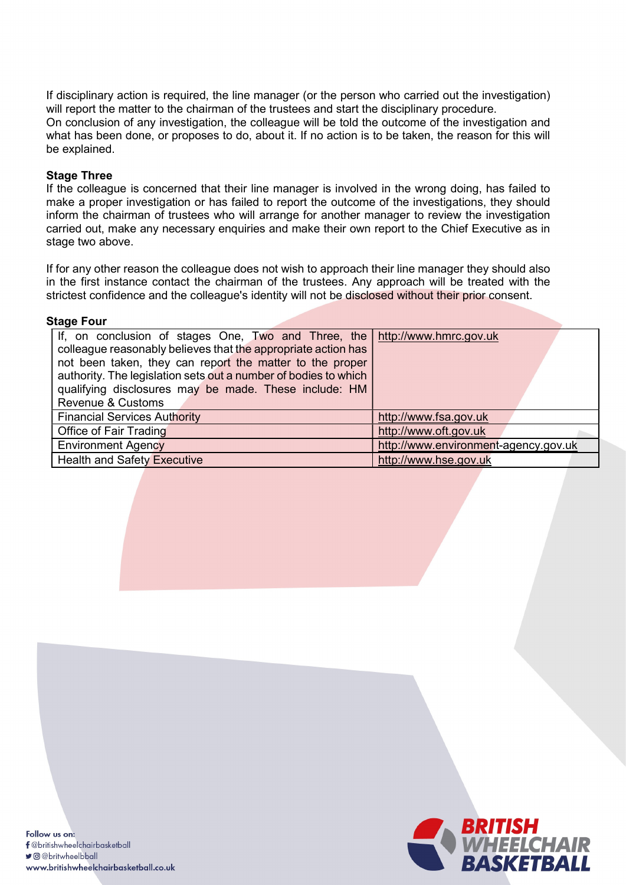If disciplinary action is required, the line manager (or the person who carried out the investigation) will report the matter to the chairman of the trustees and start the disciplinary procedure.
On conclusion of any investigation, the colleague will be told the outcome of the investigation and what has been done, or proposes to do, about it. If no action is to be taken, the reason for this will be explained.

**Stage Three**
If the colleague is concerned that their line manager is involved in the wrong doing, has failed to make a proper investigation or has failed to report the outcome of the investigations, they should inform the chairman of trustees who will arrange for another manager to review the investigation carried out, make any necessary enquiries and make their own report to the Chief Executive as in stage two above.

If for any other reason the colleague does not wish to approach their line manager they should also in the first instance contact the chairman of the trustees. Any approach will be treated with the strictest confidence and the colleague's identity will not be disclosed without their prior consent.

**Stage Four**

| | |
|---|---|
| If, on conclusion of stages One, Two and Three, the colleague reasonably believes that the appropriate action has not been taken, they can report the matter to the proper authority. The legislation sets out a number of bodies to which qualifying disclosures may be made. These include: HM Revenue & Customs | http://www.hmrc.gov.uk |
| Financial Services Authority | http://www.fsa.gov.uk |
| Office of Fair Trading | http://www.oft.gov.uk |
| Environment Agency | http://www.environment-agency.gov.uk |
| Health and Safety Executive | http://www.hse.gov.uk |

Follow us on:
@britishwheelchairbasketball
@britwheelbball
www.britishwheelchairbasketball.co.uk

BRITISH WHEELCHAIR BASKETBALL